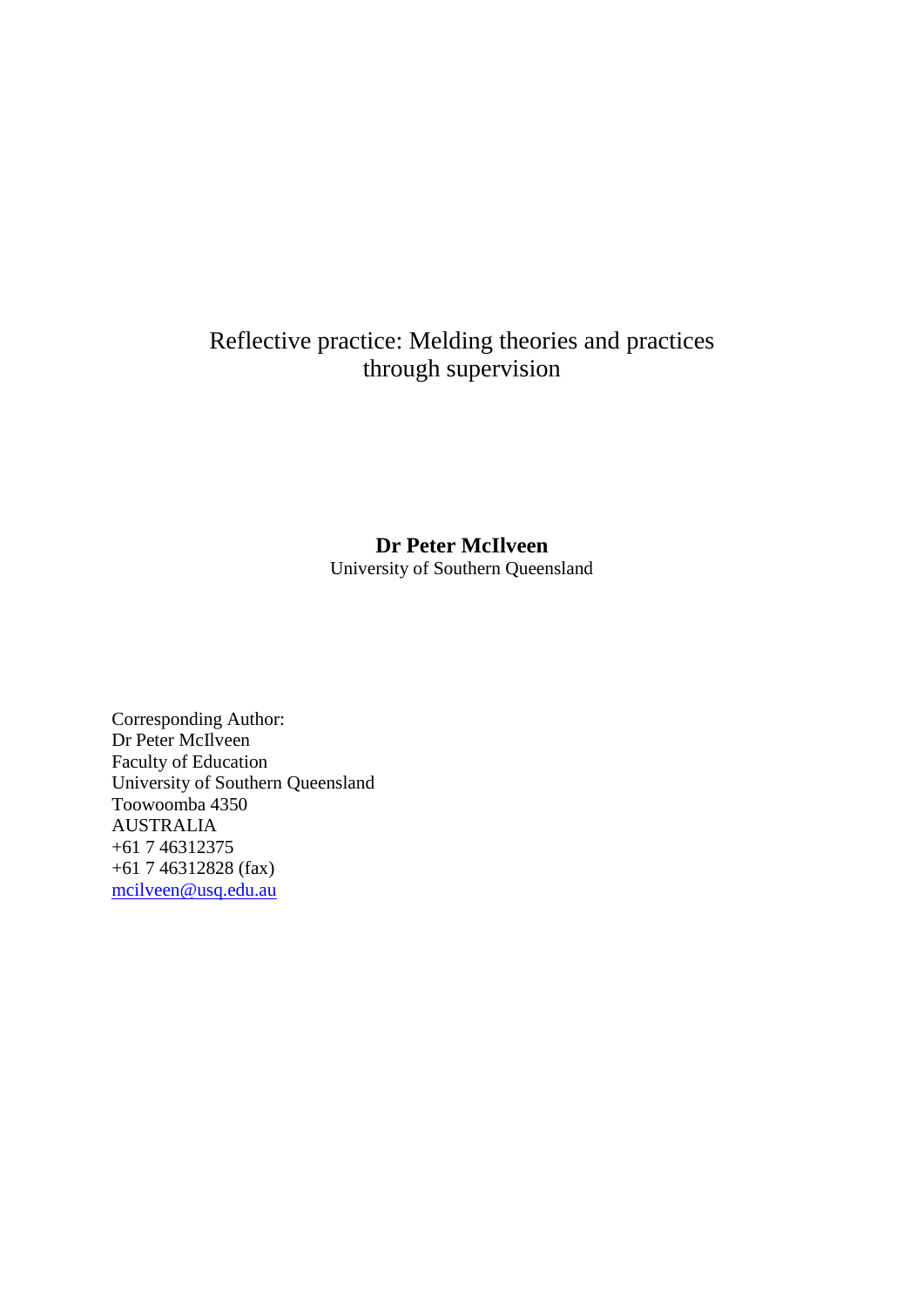# Reflective practice: Melding theories and practices through supervision

**Dr Peter McIlveen**
University of Southern Queensland

Corresponding Author:
Dr Peter McIlveen
Faculty of Education
University of Southern Queensland
Toowoomba 4350
AUSTRALIA
+61 7 46312375
+61 7 46312828 (fax)
mcilveen@usq.edu.au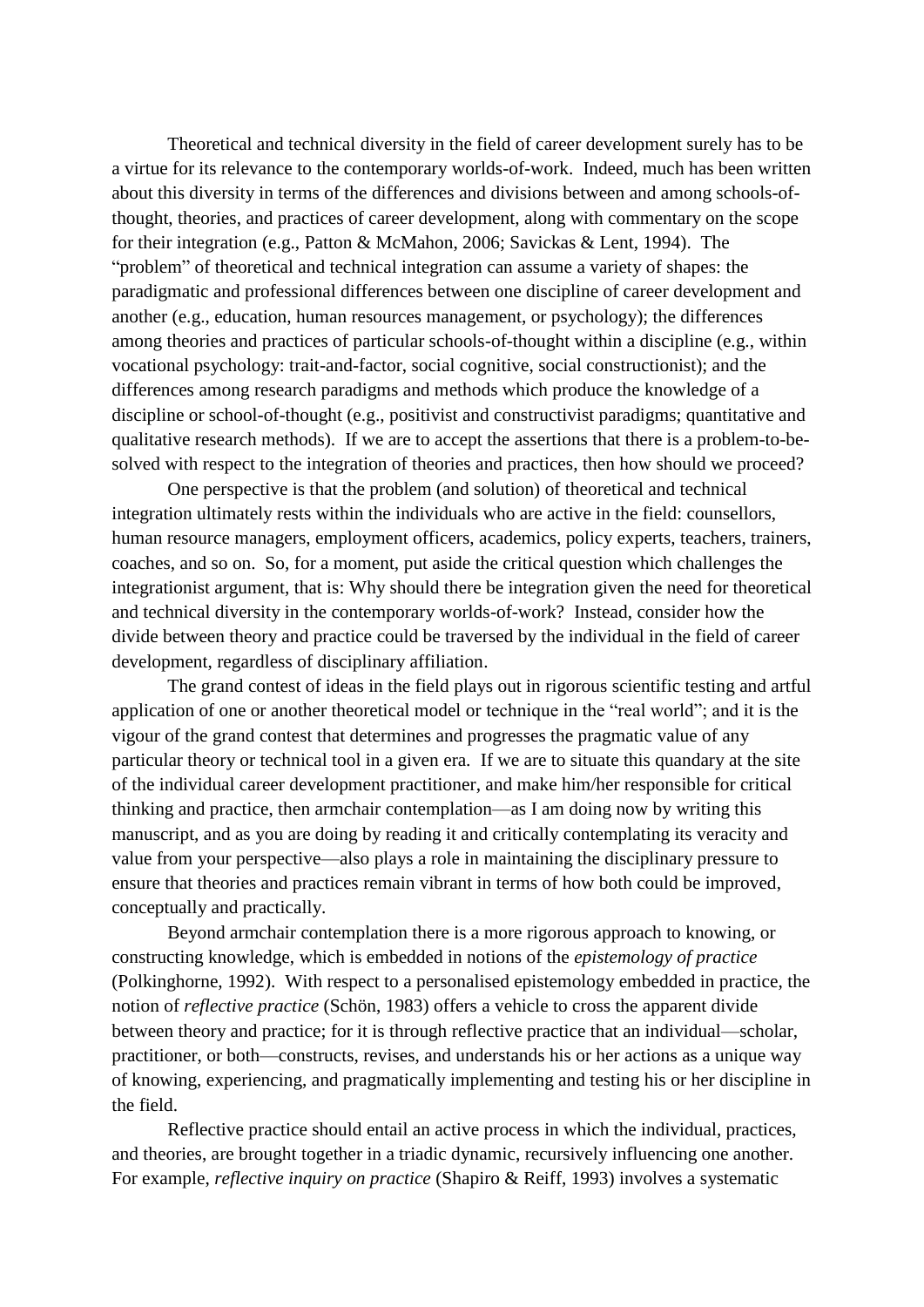Theoretical and technical diversity in the field of career development surely has to be a virtue for its relevance to the contemporary worlds-of-work. Indeed, much has been written about this diversity in terms of the differences and divisions between and among schools-of-thought, theories, and practices of career development, along with commentary on the scope for their integration (e.g., Patton & McMahon, 2006; Savickas & Lent, 1994). The "problem" of theoretical and technical integration can assume a variety of shapes: the paradigmatic and professional differences between one discipline of career development and another (e.g., education, human resources management, or psychology); the differences among theories and practices of particular schools-of-thought within a discipline (e.g., within vocational psychology: trait-and-factor, social cognitive, social constructionist); and the differences among research paradigms and methods which produce the knowledge of a discipline or school-of-thought (e.g., positivist and constructivist paradigms; quantitative and qualitative research methods). If we are to accept the assertions that there is a problem-to-be-solved with respect to the integration of theories and practices, then how should we proceed?

One perspective is that the problem (and solution) of theoretical and technical integration ultimately rests within the individuals who are active in the field: counsellors, human resource managers, employment officers, academics, policy experts, teachers, trainers, coaches, and so on. So, for a moment, put aside the critical question which challenges the integrationist argument, that is: Why should there be integration given the need for theoretical and technical diversity in the contemporary worlds-of-work? Instead, consider how the divide between theory and practice could be traversed by the individual in the field of career development, regardless of disciplinary affiliation.

The grand contest of ideas in the field plays out in rigorous scientific testing and artful application of one or another theoretical model or technique in the "real world"; and it is the vigour of the grand contest that determines and progresses the pragmatic value of any particular theory or technical tool in a given era. If we are to situate this quandary at the site of the individual career development practitioner, and make him/her responsible for critical thinking and practice, then armchair contemplation—as I am doing now by writing this manuscript, and as you are doing by reading it and critically contemplating its veracity and value from your perspective—also plays a role in maintaining the disciplinary pressure to ensure that theories and practices remain vibrant in terms of how both could be improved, conceptually and practically.

Beyond armchair contemplation there is a more rigorous approach to knowing, or constructing knowledge, which is embedded in notions of the *epistemology of practice* (Polkinghorne, 1992). With respect to a personalised epistemology embedded in practice, the notion of *reflective practice* (Schön, 1983) offers a vehicle to cross the apparent divide between theory and practice; for it is through reflective practice that an individual—scholar, practitioner, or both—constructs, revises, and understands his or her actions as a unique way of knowing, experiencing, and pragmatically implementing and testing his or her discipline in the field.

Reflective practice should entail an active process in which the individual, practices, and theories, are brought together in a triadic dynamic, recursively influencing one another. For example, *reflective inquiry on practice* (Shapiro & Reiff, 1993) involves a systematic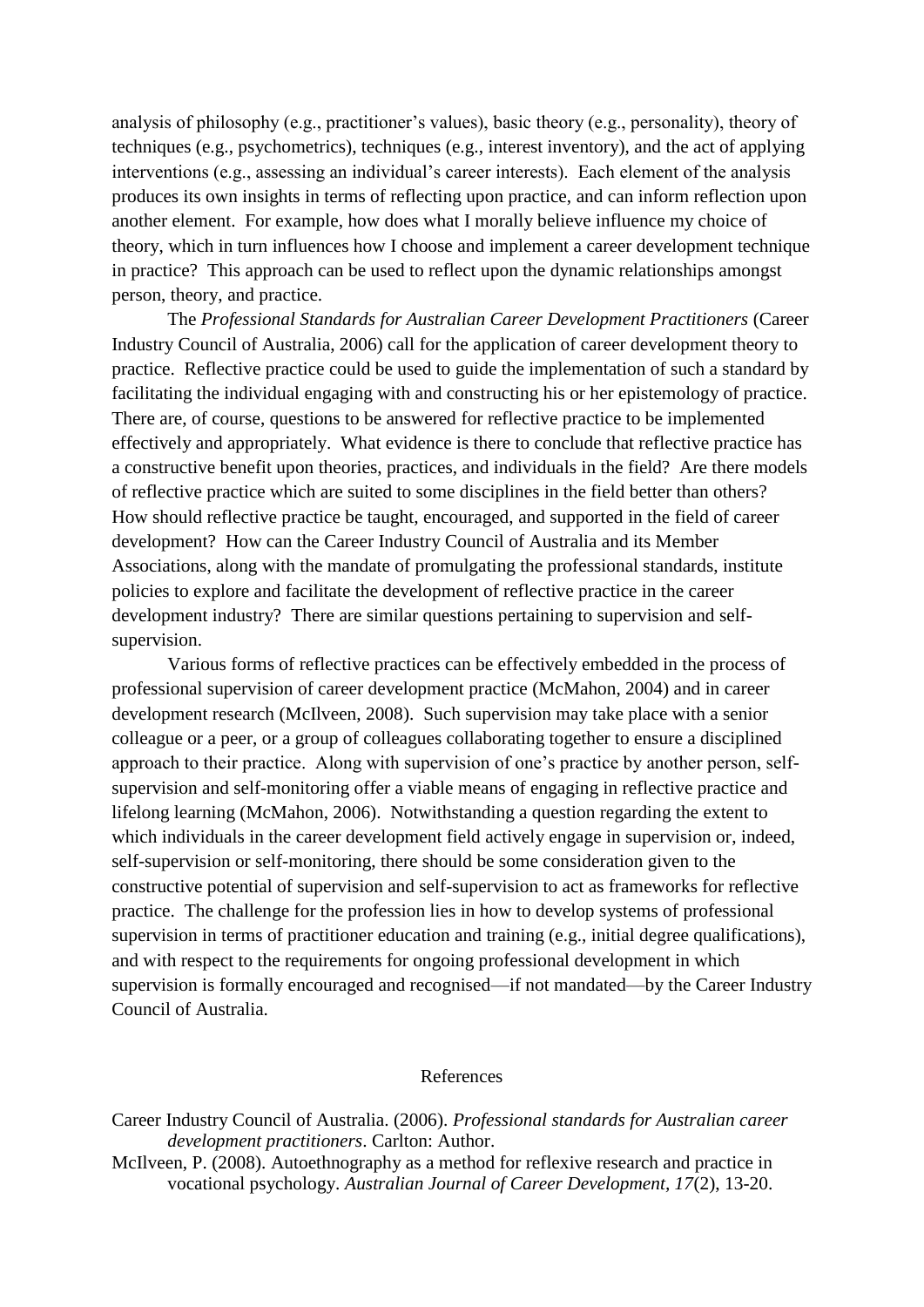analysis of philosophy (e.g., practitioner's values), basic theory (e.g., personality), theory of techniques (e.g., psychometrics), techniques (e.g., interest inventory), and the act of applying interventions (e.g., assessing an individual's career interests). Each element of the analysis produces its own insights in terms of reflecting upon practice, and can inform reflection upon another element. For example, how does what I morally believe influence my choice of theory, which in turn influences how I choose and implement a career development technique in practice? This approach can be used to reflect upon the dynamic relationships amongst person, theory, and practice.

The *Professional Standards for Australian Career Development Practitioners* (Career Industry Council of Australia, 2006) call for the application of career development theory to practice. Reflective practice could be used to guide the implementation of such a standard by facilitating the individual engaging with and constructing his or her epistemology of practice. There are, of course, questions to be answered for reflective practice to be implemented effectively and appropriately. What evidence is there to conclude that reflective practice has a constructive benefit upon theories, practices, and individuals in the field? Are there models of reflective practice which are suited to some disciplines in the field better than others? How should reflective practice be taught, encouraged, and supported in the field of career development? How can the Career Industry Council of Australia and its Member Associations, along with the mandate of promulgating the professional standards, institute policies to explore and facilitate the development of reflective practice in the career development industry? There are similar questions pertaining to supervision and self-supervision.

Various forms of reflective practices can be effectively embedded in the process of professional supervision of career development practice (McMahon, 2004) and in career development research (McIlveen, 2008). Such supervision may take place with a senior colleague or a peer, or a group of colleagues collaborating together to ensure a disciplined approach to their practice. Along with supervision of one's practice by another person, self-supervision and self-monitoring offer a viable means of engaging in reflective practice and lifelong learning (McMahon, 2006). Notwithstanding a question regarding the extent to which individuals in the career development field actively engage in supervision or, indeed, self-supervision or self-monitoring, there should be some consideration given to the constructive potential of supervision and self-supervision to act as frameworks for reflective practice. The challenge for the profession lies in how to develop systems of professional supervision in terms of practitioner education and training (e.g., initial degree qualifications), and with respect to the requirements for ongoing professional development in which supervision is formally encouraged and recognised—if not mandated—by the Career Industry Council of Australia.

## References

Career Industry Council of Australia. (2006). *Professional standards for Australian career development practitioners*. Carlton: Author.

McIlveen, P. (2008). Autoethnography as a method for reflexive research and practice in vocational psychology. *Australian Journal of Career Development, 17*(2), 13-20.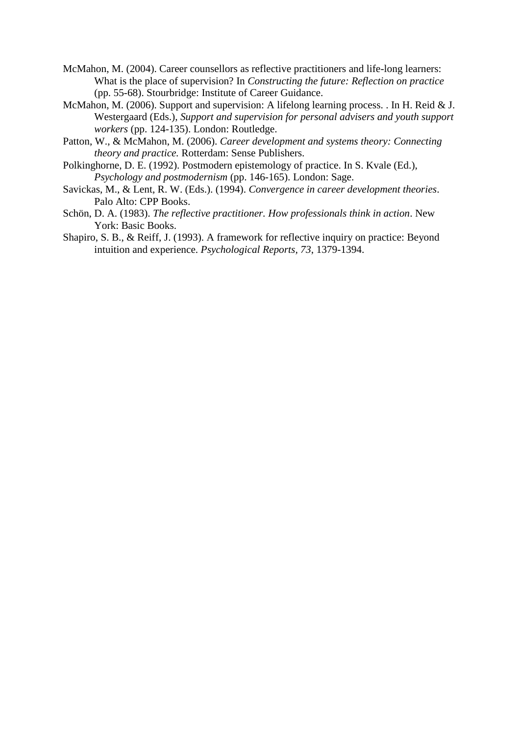McMahon, M. (2004). Career counsellors as reflective practitioners and life-long learners: What is the place of supervision? In *Constructing the future: Reflection on practice* (pp. 55-68). Stourbridge: Institute of Career Guidance.

McMahon, M. (2006). Support and supervision: A lifelong learning process. . In H. Reid & J. Westergaard (Eds.), *Support and supervision for personal advisers and youth support workers* (pp. 124-135). London: Routledge.

Patton, W., & McMahon, M. (2006). *Career development and systems theory: Connecting theory and practice.* Rotterdam: Sense Publishers.

Polkinghorne, D. E. (1992). Postmodern epistemology of practice. In S. Kvale (Ed.), *Psychology and postmodernism* (pp. 146-165). London: Sage.

Savickas, M., & Lent, R. W. (Eds.). (1994). *Convergence in career development theories*. Palo Alto: CPP Books.

Schön, D. A. (1983). *The reflective practitioner. How professionals think in action*. New York: Basic Books.

Shapiro, S. B., & Reiff, J. (1993). A framework for reflective inquiry on practice: Beyond intuition and experience. *Psychological Reports*, *73*, 1379-1394.